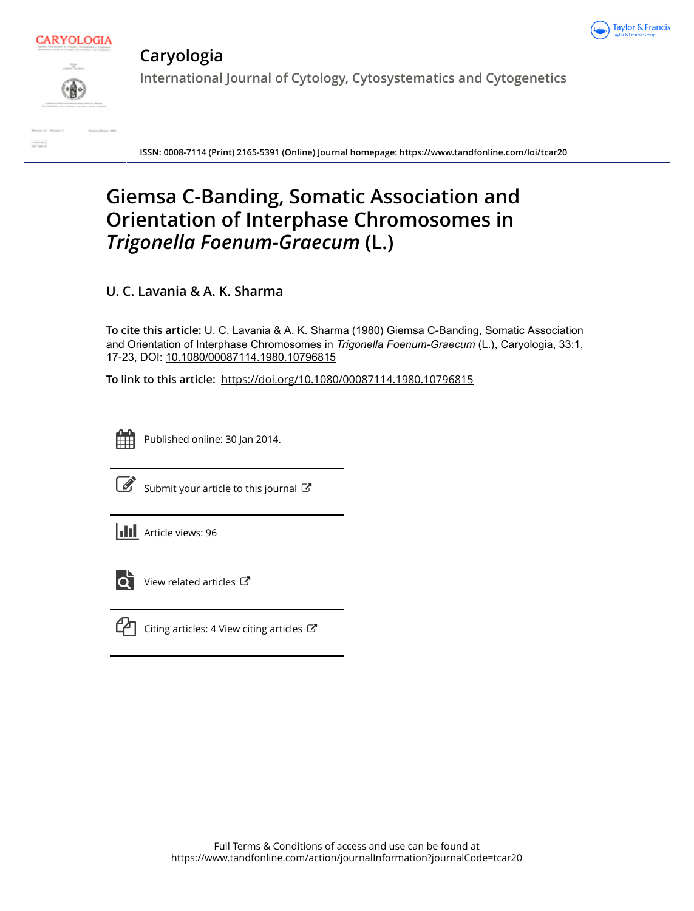# Caryologia

International Journal of Cytology, Cytosystematics and Cytogenetics

ISSN: 0008-7114 (Print) 2165-5391 (Online) Journal homepage: https://www.tandfonline.com/loi/tcar20

# Giemsa C-Banding, Somatic Association and Orientation of Interphase Chromosomes in *Trigonella Foenum-Graecum* (L.)

## U. C. Lavania & A. K. Sharma

**To cite this article:** U. C. Lavania & A. K. Sharma (1980) Giemsa C-Banding, Somatic Association and Orientation of Interphase Chromosomes in *Trigonella Foenum-Graecum* (L.), Caryologia, 33:1, 17-23, DOI: 10.1080/00087114.1980.10796815

**To link to this article:** https://doi.org/10.1080/00087114.1980.10796815

Published online: 30 Jan 2014.

Submit your article to this journal

Article views: 96

View related articles

Citing articles: 4 View citing articles

Full Terms & Conditions of access and use can be found at https://www.tandfonline.com/action/journalInformation?journalCode=tcar20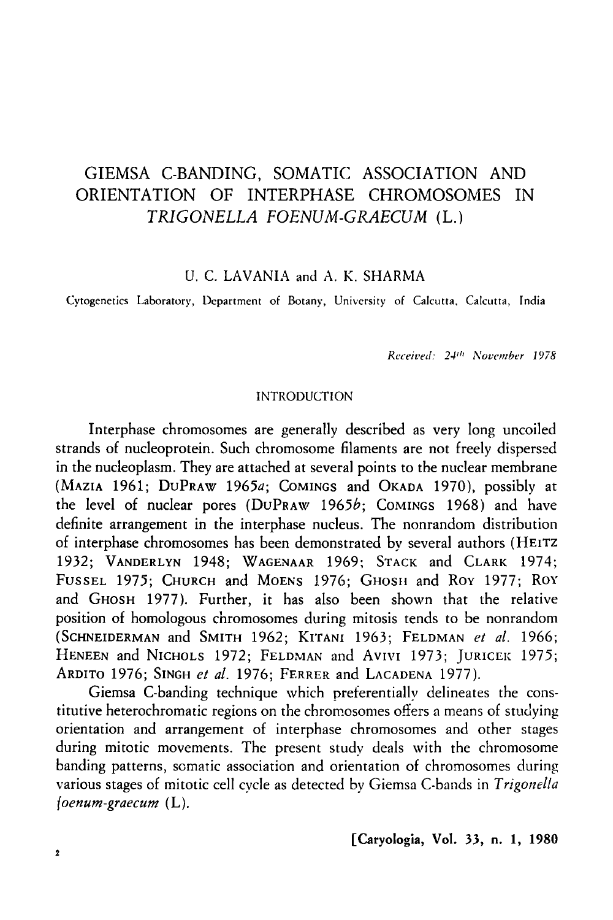# GIEMSA C-BANDING, SOMATIC ASSOCIATION AND ORIENTATION OF INTERPHASE CHROMOSOMES IN *TRIGONELLA FOENUM-GRAECUM* (L.)

U. C. LAVANIA and A. K. SHARMA

Cytogenetics Laboratory, Department of Botany, University of Calcutta, Calcutta, India

*Received: 24th November 1978*

## INTRODUCTION

Interphase chromosomes are generally described as very long uncoiled strands of nucleoprotein. Such chromosome filaments are not freely dispersed in the nucleoplasm. They are attached at several points to the nuclear membrane (MAZIA 1961; DUPRAW 1965*a*; COMINGS and OKADA 1970), possibly at the level of nuclear pores (DUPRAW 1965*b*; COMINGS 1968) and have definite arrangement in the interphase nucleus. The nonrandom distribution of interphase chromosomes has been demonstrated by several authors (HEITZ 1932; VANDERLYN 1948; WAGENAAR 1969; STACK and CLARK 1974; FUSSEL 1975; CHURCH and MOENS 1976; GHOSH and ROY 1977; ROY and GHOSH 1977). Further, it has also been shown that the relative position of homologous chromosomes during mitosis tends to be nonrandom (SCHNEIDERMAN and SMITH 1962; KITANI 1963; FELDMAN *et al.* 1966; HENEEN and NICHOLS 1972; FELDMAN and AVIVI 1973; JURICEK 1975; ARDITO 1976; SINGH *et al.* 1976; FERRER and LACADENA 1977).

Giemsa C-banding technique which preferentially delineates the constitutive heterochromatic regions on the chromosomes offers a means of studying orientation and arrangement of interphase chromosomes and other stages during mitotic movements. The present study deals with the chromosome banding patterns, somatic association and orientation of chromosomes during various stages of mitotic cell cycle as detected by Giemsa C-bands in *Trigonella foenum-graecum* (L).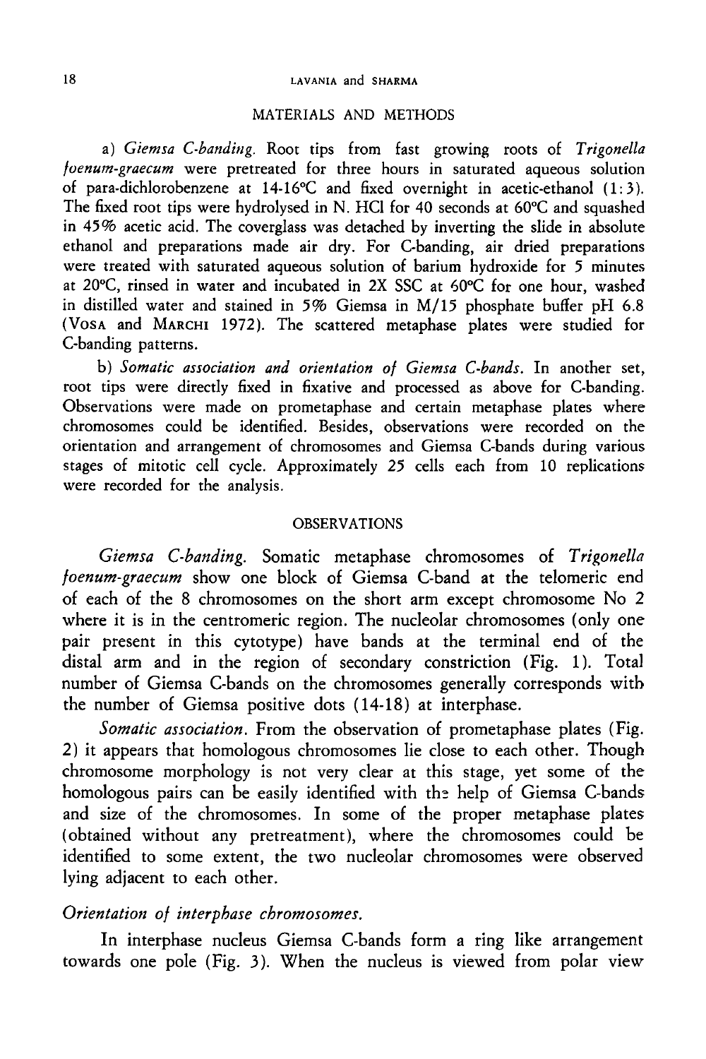## MATERIALS AND METHODS

a) *Giemsa C-banding.* Root tips from fast growing roots of *Trigonella foenum-graecum* were pretreated for three hours in saturated aqueous solution of para-dichlorobenzene at 14-16°C and fixed overnight in acetic-ethanol (1:3). The fixed root tips were hydrolysed in N. HCl for 40 seconds at 60°C and squashed in 45% acetic acid. The coverglass was detached by inverting the slide in absolute ethanol and preparations made air dry. For C-banding, air dried preparations were treated with saturated aqueous solution of barium hydroxide for 5 minutes at 20°C, rinsed in water and incubated in 2X SSC at 60°C for one hour, washed in distilled water and stained in 5% Giemsa in M/15 phosphate buffer pH 6.8 (VOSA and MARCHI 1972). The scattered metaphase plates were studied for C-banding patterns.

b) *Somatic association and orientation of Giemsa C-bands.* In another set, root tips were directly fixed in fixative and processed as above for C-banding. Observations were made on prometaphase and certain metaphase plates where chromosomes could be identified. Besides, observations were recorded on the orientation and arrangement of chromosomes and Giemsa C-bands during various stages of mitotic cell cycle. Approximately 25 cells each from 10 replications were recorded for the analysis.

## OBSERVATIONS

*Giemsa C-banding.* Somatic metaphase chromosomes of *Trigonella foenum-graecum* show one block of Giemsa C-band at the telomeric end of each of the 8 chromosomes on the short arm except chromosome No 2 where it is in the centromeric region. The nucleolar chromosomes (only one pair present in this cytotype) have bands at the terminal end of the distal arm and in the region of secondary constriction (Fig. 1). Total number of Giemsa C-bands on the chromosomes generally corresponds with the number of Giemsa positive dots (14-18) at interphase.

*Somatic association.* From the observation of prometaphase plates (Fig. 2) it appears that homologous chromosomes lie close to each other. Though chromosome morphology is not very clear at this stage, yet some of the homologous pairs can be easily identified with the help of Giemsa C-bands and size of the chromosomes. In some of the proper metaphase plates (obtained without any pretreatment), where the chromosomes could be identified to some extent, the two nucleolar chromosomes were observed lying adjacent to each other.

### *Orientation of interphase chromosomes.*

In interphase nucleus Giemsa C-bands form a ring like arrangement towards one pole (Fig. 3). When the nucleus is viewed from polar view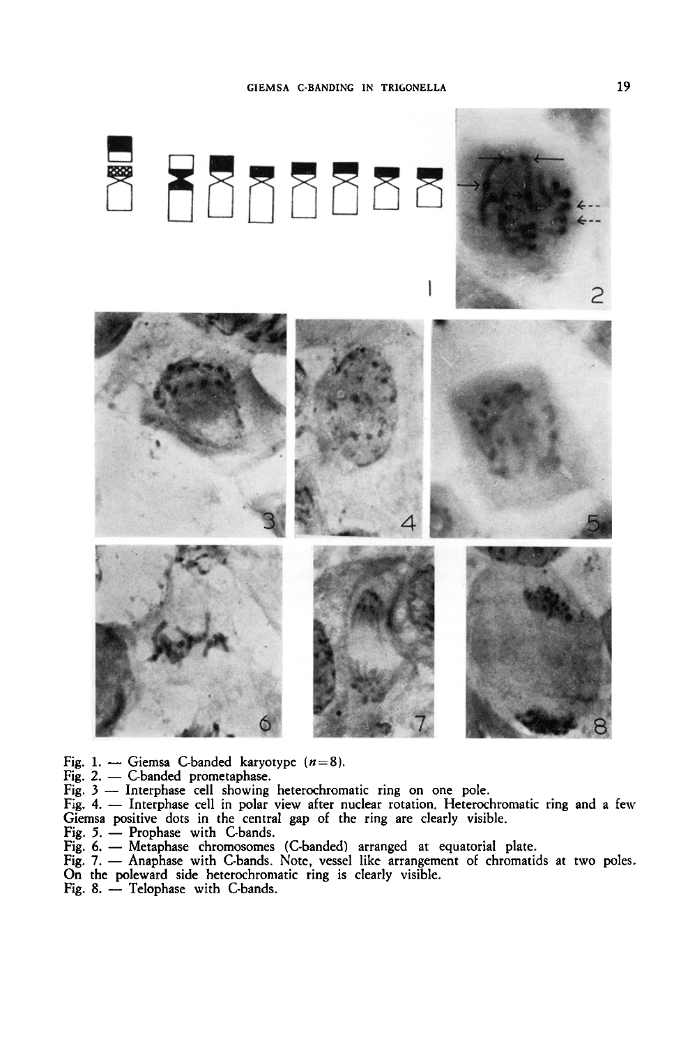Fig. 1. — Giemsa C-banded karyotype ($n=8$).
Fig. 2. — C-banded prometaphase.
Fig. 3 — Interphase cell showing heterochromatic ring on one pole.
Fig. 4. — Interphase cell in polar view after nuclear rotation. Heterochromatic ring and a few Giemsa positive dots in the central gap of the ring are clearly visible.
Fig. 5. — Prophase with C-bands.
Fig. 6. — Metaphase chromosomes (C-banded) arranged at equatorial plate.
Fig. 7. — Anaphase with C-bands. Note, vessel like arrangement of chromatids at two poles. On the poleward side heterochromatic ring is clearly visible.
Fig. 8. — Telophase with C-bands.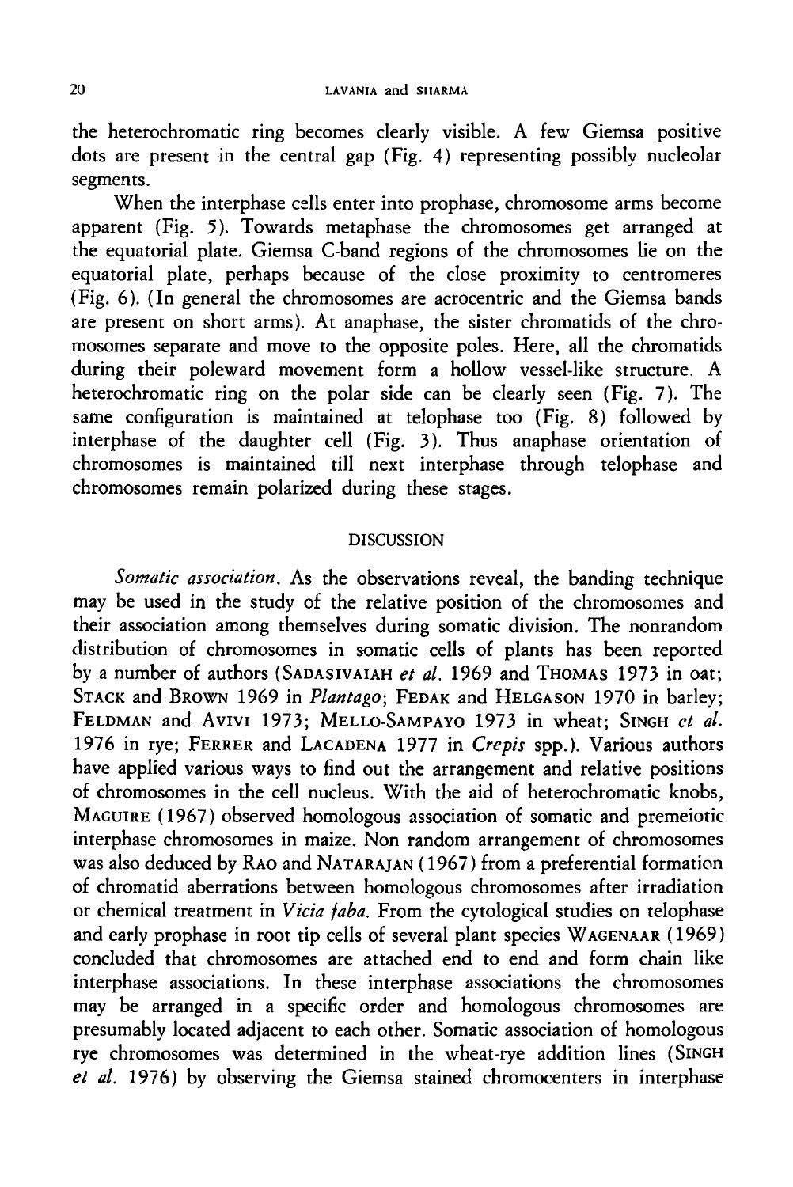the heterochromatic ring becomes clearly visible. A few Giemsa positive dots are present in the central gap (Fig. 4) representing possibly nucleolar segments.

When the interphase cells enter into prophase, chromosome arms become apparent (Fig. 5). Towards metaphase the chromosomes get arranged at the equatorial plate. Giemsa C-band regions of the chromosomes lie on the equatorial plate, perhaps because of the close proximity to centromeres (Fig. 6). (In general the chromosomes are acrocentric and the Giemsa bands are present on short arms). At anaphase, the sister chromatids of the chromosomes separate and move to the opposite poles. Here, all the chromatids during their poleward movement form a hollow vessel-like structure. A heterochromatic ring on the polar side can be clearly seen (Fig. 7). The same configuration is maintained at telophase too (Fig. 8) followed by interphase of the daughter cell (Fig. 3). Thus anaphase orientation of chromosomes is maintained till next interphase through telophase and chromosomes remain polarized during these stages.

## DISCUSSION

*Somatic association*. As the observations reveal, the banding technique may be used in the study of the relative position of the chromosomes and their association among themselves during somatic division. The nonrandom distribution of chromosomes in somatic cells of plants has been reported by a number of authors (SADASIVAIAH *et al.* 1969 and THOMAS 1973 in oat; STACK and BROWN 1969 in *Plantago*; FEDAK and HELGASON 1970 in barley; FELDMAN and AVIVI 1973; MELLO-SAMPAYO 1973 in wheat; SINGH *et al.* 1976 in rye; FERRER and LACADENA 1977 in *Crepis* spp.). Various authors have applied various ways to find out the arrangement and relative positions of chromosomes in the cell nucleus. With the aid of heterochromatic knobs, MAGUIRE (1967) observed homologous association of somatic and premeiotic interphase chromosomes in maize. Non random arrangement of chromosomes was also deduced by RAO and NATARAJAN (1967) from a preferential formation of chromatid aberrations between homologous chromosomes after irradiation or chemical treatment in *Vicia faba*. From the cytological studies on telophase and early prophase in root tip cells of several plant species WAGENAAR (1969) concluded that chromosomes are attached end to end and form chain like interphase associations. In these interphase associations the chromosomes may be arranged in a specific order and homologous chromosomes are presumably located adjacent to each other. Somatic association of homologous rye chromosomes was determined in the wheat-rye addition lines (SINGH *et al.* 1976) by observing the Giemsa stained chromocenters in interphase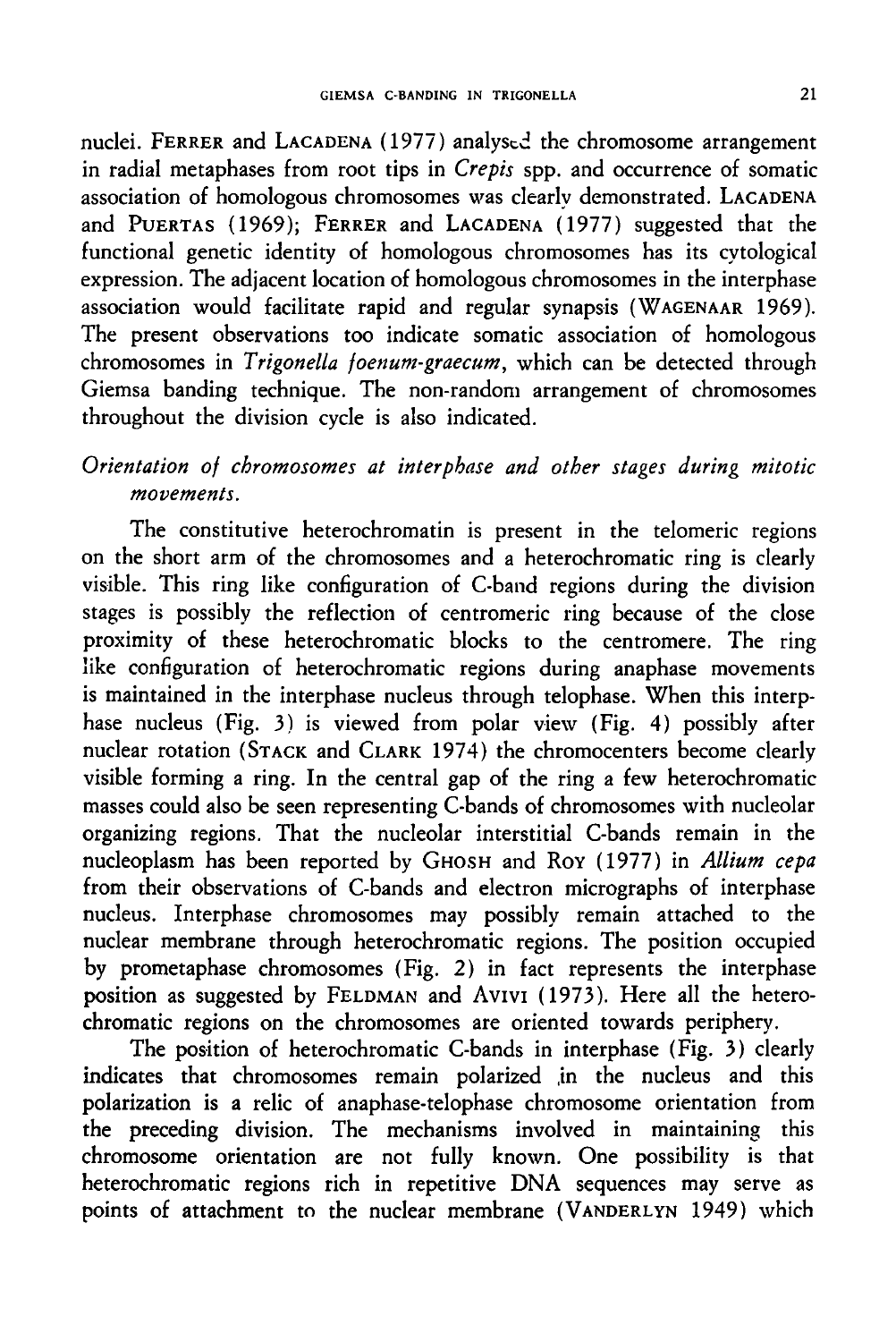nuclei. FERRER and LACADENA (1977) analysed the chromosome arrangement in radial metaphases from root tips in *Crepis* spp. and occurrence of somatic association of homologous chromosomes was clearly demonstrated. LACADENA and PUERTAS (1969); FERRER and LACADENA (1977) suggested that the functional genetic identity of homologous chromosomes has its cytological expression. The adjacent location of homologous chromosomes in the interphase association would facilitate rapid and regular synapsis (WAGENAAR 1969). The present observations too indicate somatic association of homologous chromosomes in *Trigonella foenum-graecum*, which can be detected through Giemsa banding technique. The non-random arrangement of chromosomes throughout the division cycle is also indicated.

### *Orientation of chromosomes at interphase and other stages during mitotic movements.*

The constitutive heterochromatin is present in the telomeric regions on the short arm of the chromosomes and a heterochromatic ring is clearly visible. This ring like configuration of C-band regions during the division stages is possibly the reflection of centromeric ring because of the close proximity of these heterochromatic blocks to the centromere. The ring like configuration of heterochromatic regions during anaphase movements is maintained in the interphase nucleus through telophase. When this interphase nucleus (Fig. 3) is viewed from polar view (Fig. 4) possibly after nuclear rotation (STACK and CLARK 1974) the chromocenters become clearly visible forming a ring. In the central gap of the ring a few heterochromatic masses could also be seen representing C-bands of chromosomes with nucleolar organizing regions. That the nucleolar interstitial C-bands remain in the nucleoplasm has been reported by GHOSH and ROY (1977) in *Allium cepa* from their observations of C-bands and electron micrographs of interphase nucleus. Interphase chromosomes may possibly remain attached to the nuclear membrane through heterochromatic regions. The position occupied by prometaphase chromosomes (Fig. 2) in fact represents the interphase position as suggested by FELDMAN and AVIVI (1973). Here all the heterochromatic regions on the chromosomes are oriented towards periphery.

The position of heterochromatic C-bands in interphase (Fig. 3) clearly indicates that chromosomes remain polarized in the nucleus and this polarization is a relic of anaphase-telophase chromosome orientation from the preceding division. The mechanisms involved in maintaining this chromosome orientation are not fully known. One possibility is that heterochromatic regions rich in repetitive DNA sequences may serve as points of attachment to the nuclear membrane (VANDERLYN 1949) which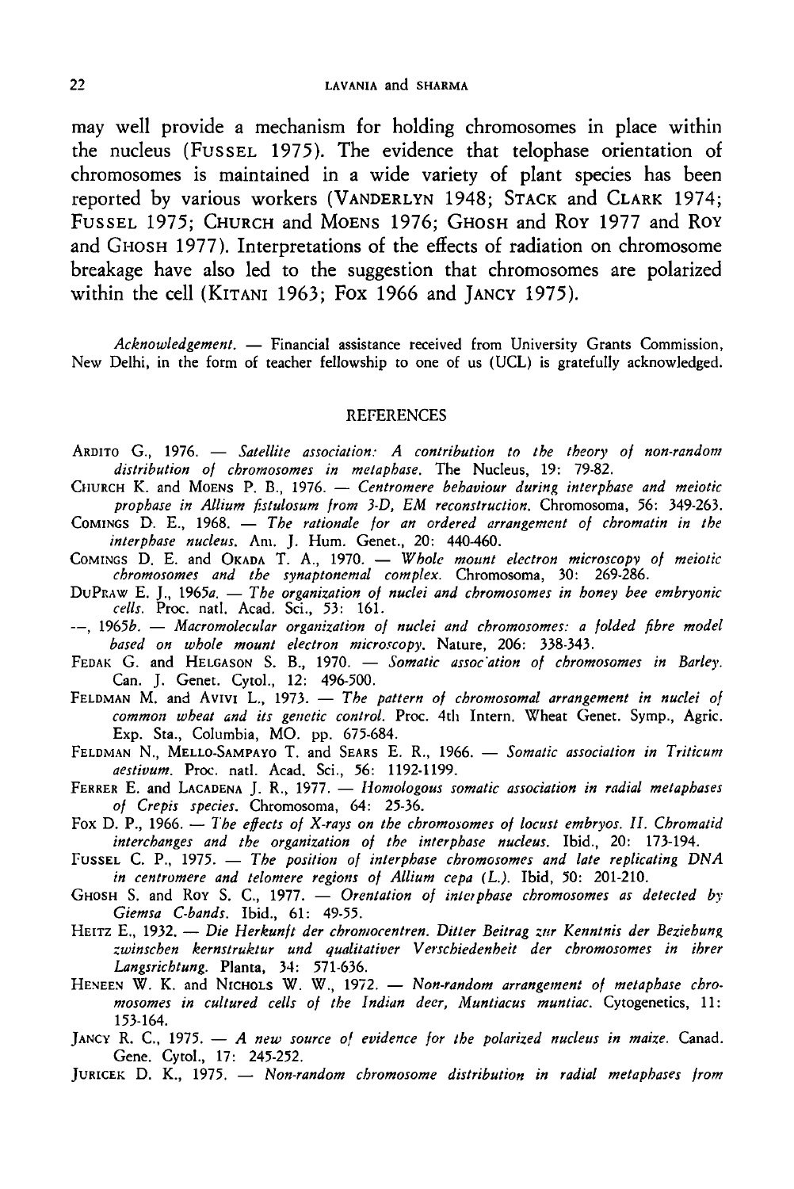may well provide a mechanism for holding chromosomes in place within the nucleus (FUSSEL 1975). The evidence that telophase orientation of chromosomes is maintained in a wide variety of plant species has been reported by various workers (VANDERLYN 1948; STACK and CLARK 1974; FUSSEL 1975; CHURCH and MOENS 1976; GHOSH and ROY 1977 and ROY and GHOSH 1977). Interpretations of the effects of radiation on chromosome breakage have also led to the suggestion that chromosomes are polarized within the cell (KITANI 1963; FOX 1966 and JANCY 1975).

*Acknowledgement.* — Financial assistance received from University Grants Commission, New Delhi, in the form of teacher fellowship to one of us (UCL) is gratefully acknowledged.

## REFERENCES

ARDITO G., 1976. — *Satellite association: A contribution to the theory of non-random distribution of chromosomes in metaphase.* The Nucleus, 19: 79-82.

CHURCH K. and MOENS P. B., 1976. — *Centromere behaviour during interphase and meiotic prophase in Allium fistulosum from 3-D, EM reconstruction.* Chromosoma, 56: 349-263.

COMINGS D. E., 1968. — *The rationale for an ordered arrangement of chromatin in the interphase nucleus.* Am. J. Hum. Genet., 20: 440-460.

COMINGS D. E. and OKADA T. A., 1970. — *Whole mount electron microscopy of meiotic chromosomes and the synaptonemal complex.* Chromosoma, 30: 269-286.

DUPRAW E. J., 1965*a*. — *The organization of nuclei and chromosomes in honey bee embryonic cells.* Proc. natl. Acad. Sci., 53: 161.

—, 1965*b*. — *Macromolecular organization of nuclei and chromosomes: a folded fibre model based on whole mount electron microscopy.* Nature, 206: 338-343.

FEDAK G. and HELGASON S. B., 1970. — *Somatic association of chromosomes in Barley.* Can. J. Genet. Cytol., 12: 496-500.

FELDMAN M. and AVIVI L., 1973. — *The pattern of chromosomal arrangement in nuclei of common wheat and its genetic control.* Proc. 4th Intern. Wheat Genet. Symp., Agric. Exp. Sta., Columbia, MO. pp. 675-684.

FELDMAN N., MELLO-SAMPAYO T. and SEARS E. R., 1966. — *Somatic association in Triticum aestivum.* Proc. natl. Acad. Sci., 56: 1192-1199.

FERRER E. and LACADENA J. R., 1977. — *Homologous somatic association in radial metaphases of Crepis species.* Chromosoma, 64: 25-36.

FOX D. P., 1966. — *The effects of X-rays on the chromosomes of locust embryos. II. Chromatid interchanges and the organization of the interphase nucleus.* Ibid., 20: 173-194.

FUSSEL C. P., 1975. — *The position of interphase chromosomes and late replicating DNA in centromere and telomere regions of Allium cepa (L.).* Ibid, 50: 201-210.

GHOSH S. and ROY S. C., 1977. — *Orentation of interphase chromosomes as detected by Giemsa C-bands.* Ibid., 61: 49-55.

HEITZ E., 1932. — *Die Herkunft der chromocentren. Ditter Beitrag zur Kenntnis der Beziehung zwinschen kernstruktur und qualitativer Verschiedenheit der chromosomes in ihrer Langsrichtung.* Planta, 34: 571-636.

HENEEN W. K. and NICHOLS W. W., 1972. — *Non-random arrangement of metaphase chromosomes in cultured cells of the Indian deer, Muntiacus muntiac.* Cytogenetics, 11: 153-164.

JANCY R. C., 1975. — *A new source of evidence for the polarized nucleus in maize.* Canad. Gene. Cytol., 17: 245-252.

JURICEK D. K., 1975. — *Non-random chromosome distribution in radial metaphases from*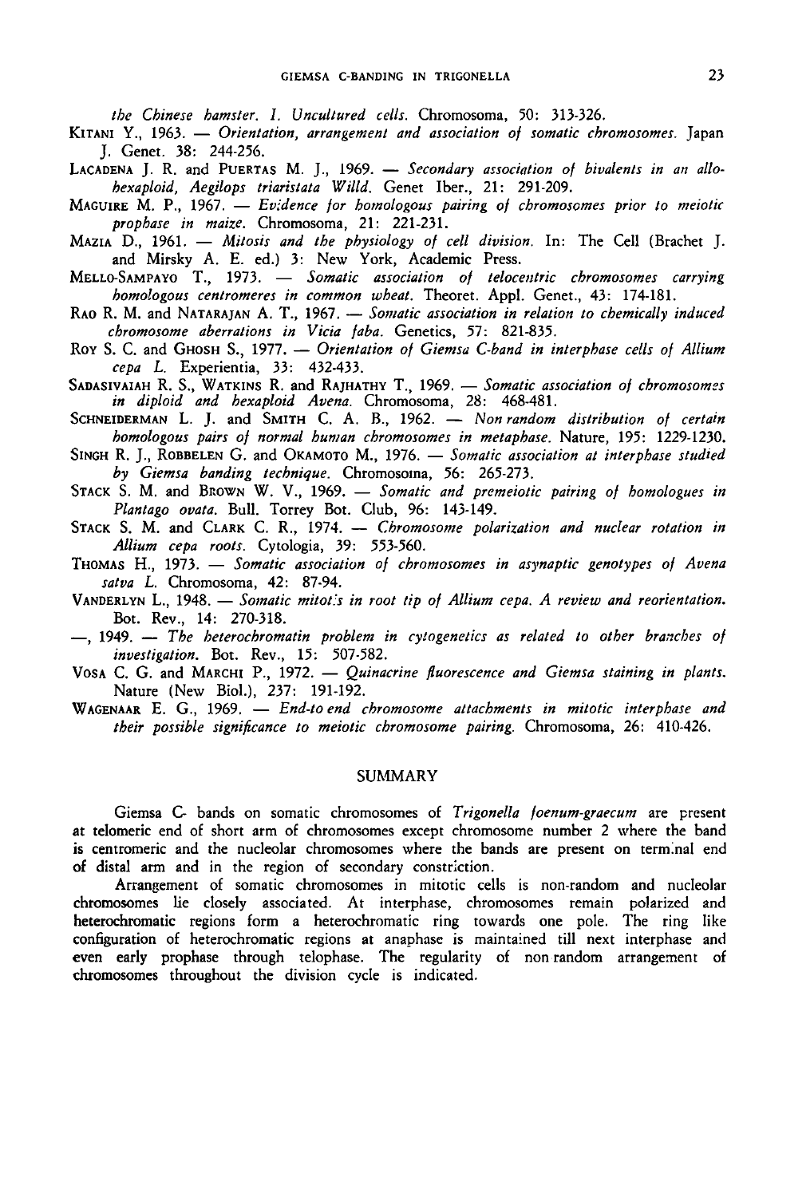*the Chinese hamster. I. Uncultured cells.* Chromosoma, 50: 313-326.

KITANI Y., 1963. — *Orientation, arrangement and association of somatic chromosomes.* Japan J. Genet. 38: 244-256.

LACADENA J. R. and PUERTAS M. J., 1969. — *Secondary association of bivalents in an allo-hexaploid, Aegilops triaristata Willd.* Genet Iber., 21: 291-209.

MAGUIRE M. P., 1967. — *Evidence for homologous pairing of chromosomes prior to meiotic prophase in maize.* Chromosoma, 21: 221-231.

MAZIA D., 1961. — *Mitosis and the physiology of cell division.* In: The Cell (Brachet J. and Mirsky A. E. ed.) 3: New York, Academic Press.

MELLO-SAMPAYO T., 1973. — *Somatic association of telocentric chromosomes carrying homologous centromeres in common wheat.* Theoret. Appl. Genet., 43: 174-181.

RAO R. M. and NATARAJAN A. T., 1967. — *Somatic association in relation to chemically induced chromosome aberrations in Vicia faba.* Genetics, 57: 821-835.

ROY S. C. and GHOSH S., 1977. — *Orientation of Giemsa C-band in interphase cells of Allium cepa L.* Experientia, 33: 432-433.

SADASIVAIAH R. S., WATKINS R. and RAJHATHY T., 1969. — *Somatic association of chromosomes in diploid and hexaploid Avena.* Chromosoma, 28: 468-481.

SCHNEIDERMAN L. J. and SMITH C. A. B., 1962. — *Non random distribution of certain homologous pairs of normal human chromosomes in metaphase.* Nature, 195: 1229-1230.

SINGH R. J., ROBBELEN G. and OKAMOTO M., 1976. — *Somatic association at interphase studied by Giemsa banding technique.* Chromosoma, 56: 265-273.

STACK S. M. and BROWN W. V., 1969. — *Somatic and premeiotic pairing of homologues in Plantago ovata.* Bull. Torrey Bot. Club, 96: 143-149.

STACK S. M. and CLARK C. R., 1974. — *Chromosome polarization and nuclear rotation in Allium cepa roots.* Cytologia, 39: 553-560.

THOMAS H., 1973. — *Somatic association of chromosomes in asynaptic genotypes of Avena satva L.* Chromosoma, 42: 87-94.

VANDERLYN L., 1948. — *Somatic mitotis in root tip of Allium cepa. A review and reorientation.* Bot. Rev., 14: 270-318.

—, 1949. — *The heterochromatin problem in cytogenetics as related to other branches of investigation.* Bot. Rev., 15: 507-582.

VOSA C. G. and MARCHI P., 1972. — *Quinacrine fluorescence and Giemsa staining in plants.* Nature (New Biol.), 237: 191-192.

WAGENAAR E. G., 1969. — *End-to end chromosome attachments in mitotic interphase and their possible significance to meiotic chromosome pairing.* Chromosoma, 26: 410-426.

## SUMMARY

Giemsa C- bands on somatic chromosomes of *Trigonella foenum-graecum* are present at telomeric end of short arm of chromosomes except chromosome number 2 where the band is centromeric and the nucleolar chromosomes where the bands are present on terminal end of distal arm and in the region of secondary constriction.

Arrangement of somatic chromosomes in mitotic cells is non-random and nucleolar chromosomes lie closely associated. At interphase, chromosomes remain polarized and heterochromatic regions form a heterochromatic ring towards one pole. The ring like configuration of heterochromatic regions at anaphase is maintained till next interphase and even early prophase through telophase. The regularity of non random arrangement of chromosomes throughout the division cycle is indicated.